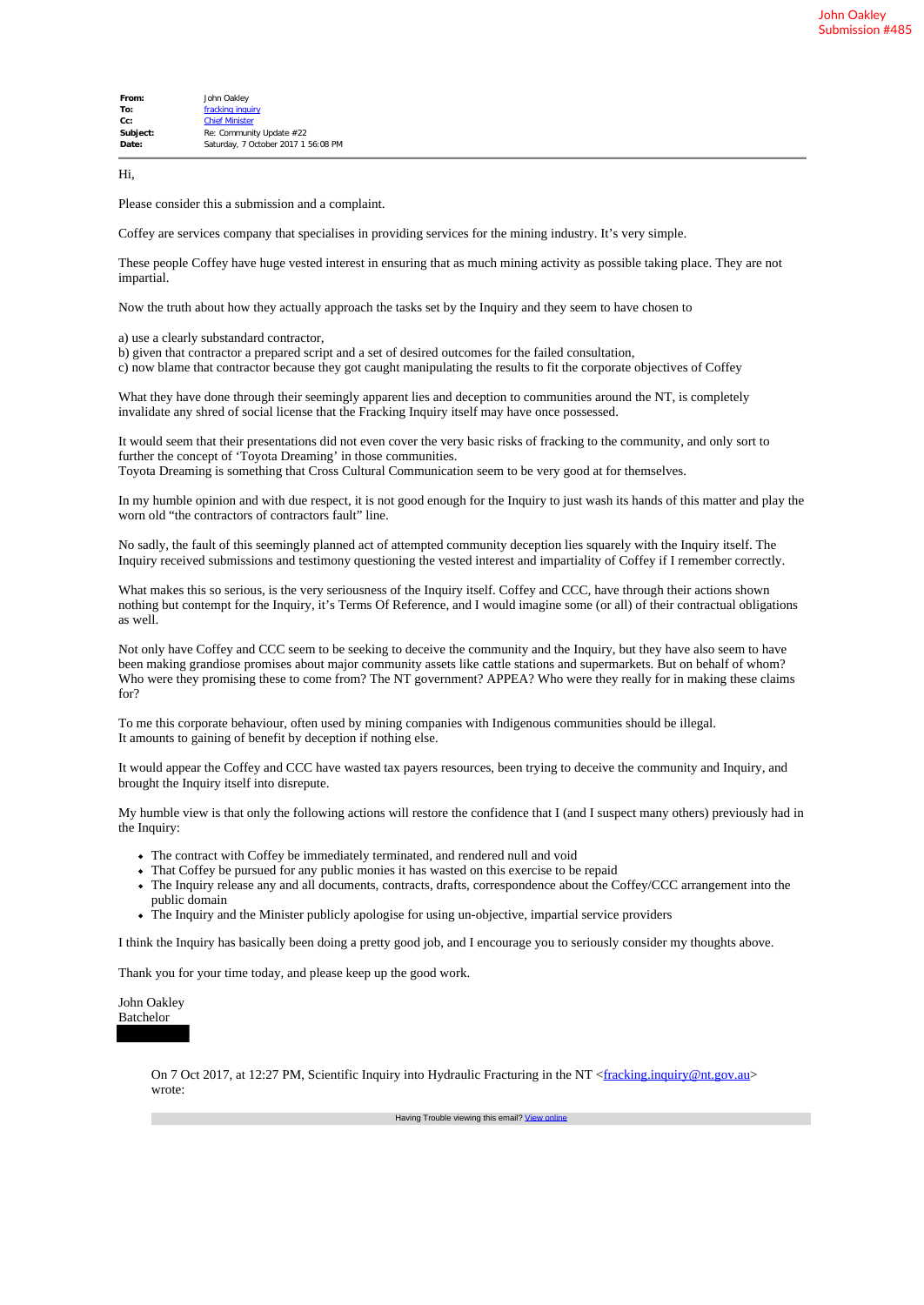John Oakley
Submission #485

**From:** John Oakley
**To:** fracking inquiry
**Cc:** Chief Minister
**Subject:** Re: Community Update #22
**Date:** Saturday, 7 October 2017 1 56:08 PM

Hi,

Please consider this a submission and a complaint.

Coffey are services company that specialises in providing services for the mining industry. It's very simple.

These people Coffey have huge vested interest in ensuring that as much mining activity as possible taking place. They are not impartial.

Now the truth about how they actually approach the tasks set by the Inquiry and they seem to have chosen to

a) use a clearly substandard contractor,
b) given that contractor a prepared script and a set of desired outcomes for the failed consultation,
c) now blame that contractor because they got caught manipulating the results to fit the corporate objectives of Coffey

What they have done through their seemingly apparent lies and deception to communities around the NT, is completely invalidate any shred of social license that the Fracking Inquiry itself may have once possessed.

It would seem that their presentations did not even cover the very basic risks of fracking to the community, and only sort to further the concept of 'Toyota Dreaming' in those communities.
Toyota Dreaming is something that Cross Cultural Communication seem to be very good at for themselves.

In my humble opinion and with due respect, it is not good enough for the Inquiry to just wash its hands of this matter and play the worn old "the contractors of contractors fault" line.

No sadly, the fault of this seemingly planned act of attempted community deception lies squarely with the Inquiry itself. The Inquiry received submissions and testimony questioning the vested interest and impartiality of Coffey if I remember correctly.

What makes this so serious, is the very seriousness of the Inquiry itself. Coffey and CCC, have through their actions shown nothing but contempt for the Inquiry, it's Terms Of Reference, and I would imagine some (or all) of their contractual obligations as well.

Not only have Coffey and CCC seem to be seeking to deceive the community and the Inquiry, but they have also seem to have been making grandiose promises about major community assets like cattle stations and supermarkets. But on behalf of whom? Who were they promising these to come from? The NT government? APPEA? Who were they really for in making these claims for?

To me this corporate behaviour, often used by mining companies with Indigenous communities should be illegal.
It amounts to gaining of benefit by deception if nothing else.

It would appear the Coffey and CCC have wasted tax payers resources, been trying to deceive the community and Inquiry, and brought the Inquiry itself into disrepute.

My humble view is that only the following actions will restore the confidence that I (and I suspect many others) previously had in the Inquiry:

- The contract with Coffey be immediately terminated, and rendered null and void
- That Coffey be pursued for any public monies it has wasted on this exercise to be repaid
- The Inquiry release any and all documents, contracts, drafts, correspondence about the Coffey/CCC arrangement into the public domain
- The Inquiry and the Minister publicly apologise for using un-objective, impartial service providers

I think the Inquiry has basically been doing a pretty good job, and I encourage you to seriously consider my thoughts above.

Thank you for your time today, and please keep up the good work.

John Oakley
Batchelor

> On 7 Oct 2017, at 12:27 PM, Scientific Inquiry into Hydraulic Fracturing in the NT <fracking.inquiry@nt.gov.au> wrote:
>
> Having Trouble viewing this email? View online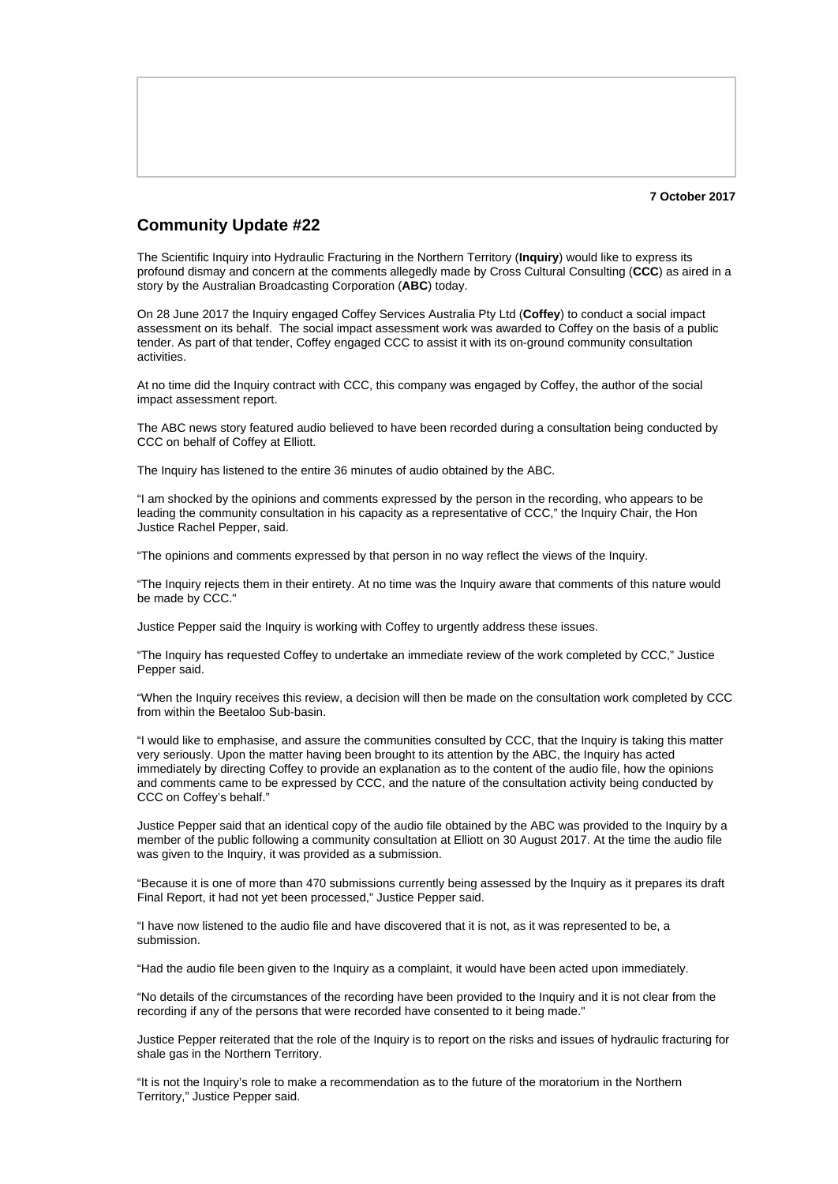**7 October 2017**

## Community Update #22

The Scientific Inquiry into Hydraulic Fracturing in the Northern Territory (**Inquiry**) would like to express its profound dismay and concern at the comments allegedly made by Cross Cultural Consulting (**CCC**) as aired in a story by the Australian Broadcasting Corporation (**ABC**) today.

On 28 June 2017 the Inquiry engaged Coffey Services Australia Pty Ltd (**Coffey**) to conduct a social impact assessment on its behalf. The social impact assessment work was awarded to Coffey on the basis of a public tender. As part of that tender, Coffey engaged CCC to assist it with its on-ground community consultation activities.

At no time did the Inquiry contract with CCC, this company was engaged by Coffey, the author of the social impact assessment report.

The ABC news story featured audio believed to have been recorded during a consultation being conducted by CCC on behalf of Coffey at Elliott.

The Inquiry has listened to the entire 36 minutes of audio obtained by the ABC.

"I am shocked by the opinions and comments expressed by the person in the recording, who appears to be leading the community consultation in his capacity as a representative of CCC," the Inquiry Chair, the Hon Justice Rachel Pepper, said.

"The opinions and comments expressed by that person in no way reflect the views of the Inquiry.

"The Inquiry rejects them in their entirety. At no time was the Inquiry aware that comments of this nature would be made by CCC."

Justice Pepper said the Inquiry is working with Coffey to urgently address these issues.

"The Inquiry has requested Coffey to undertake an immediate review of the work completed by CCC," Justice Pepper said.

"When the Inquiry receives this review, a decision will then be made on the consultation work completed by CCC from within the Beetaloo Sub-basin.

"I would like to emphasise, and assure the communities consulted by CCC, that the Inquiry is taking this matter very seriously. Upon the matter having been brought to its attention by the ABC, the Inquiry has acted immediately by directing Coffey to provide an explanation as to the content of the audio file, how the opinions and comments came to be expressed by CCC, and the nature of the consultation activity being conducted by CCC on Coffey's behalf."

Justice Pepper said that an identical copy of the audio file obtained by the ABC was provided to the Inquiry by a member of the public following a community consultation at Elliott on 30 August 2017. At the time the audio file was given to the Inquiry, it was provided as a submission.

"Because it is one of more than 470 submissions currently being assessed by the Inquiry as it prepares its draft Final Report, it had not yet been processed," Justice Pepper said.

"I have now listened to the audio file and have discovered that it is not, as it was represented to be, a submission.

"Had the audio file been given to the Inquiry as a complaint, it would have been acted upon immediately.

"No details of the circumstances of the recording have been provided to the Inquiry and it is not clear from the recording if any of the persons that were recorded have consented to it being made."

Justice Pepper reiterated that the role of the Inquiry is to report on the risks and issues of hydraulic fracturing for shale gas in the Northern Territory.

"It is not the Inquiry's role to make a recommendation as to the future of the moratorium in the Northern Territory," Justice Pepper said.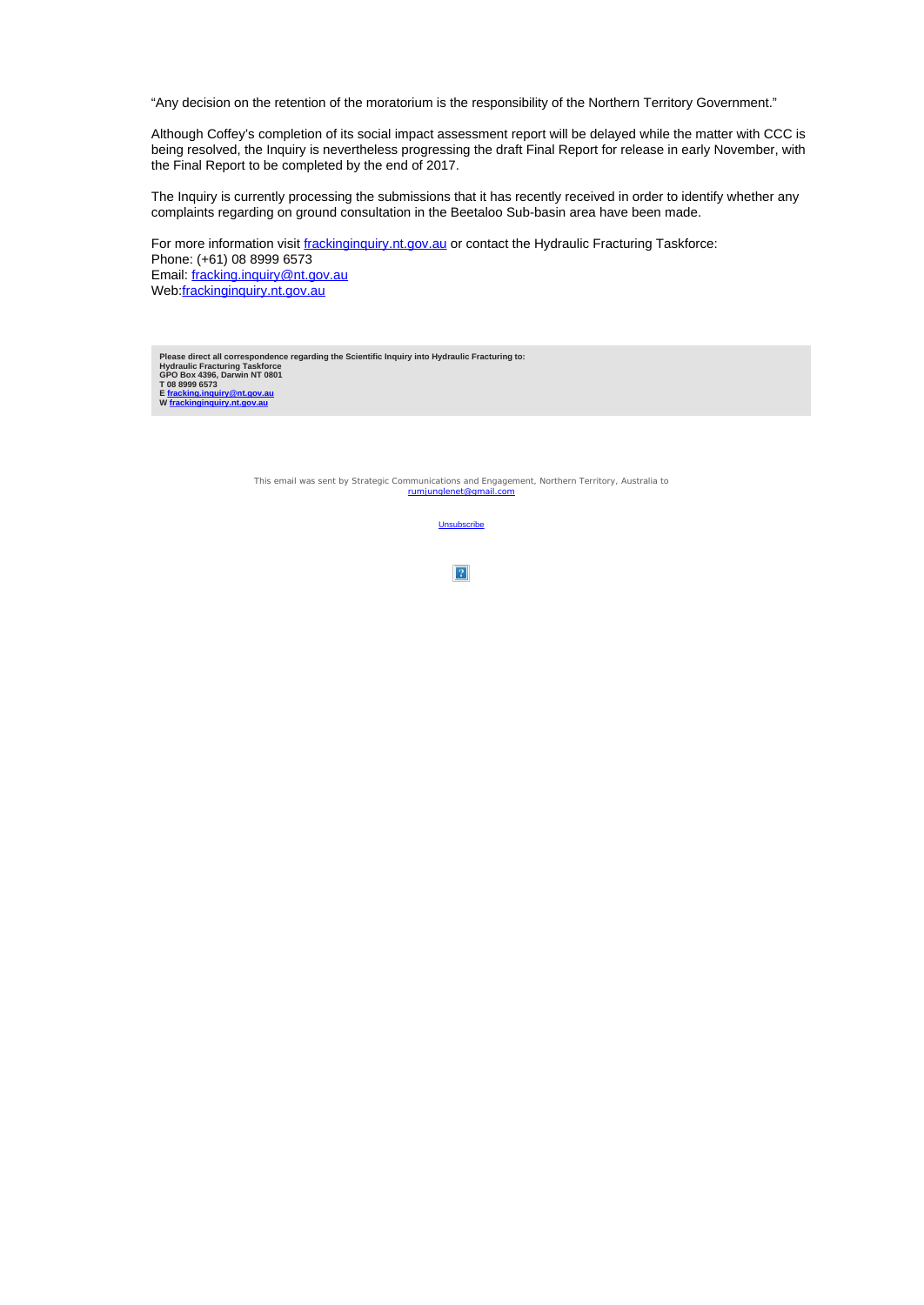"Any decision on the retention of the moratorium is the responsibility of the Northern Territory Government."

Although Coffey's completion of its social impact assessment report will be delayed while the matter with CCC is being resolved, the Inquiry is nevertheless progressing the draft Final Report for release in early November, with the Final Report to be completed by the end of 2017.

The Inquiry is currently processing the submissions that it has recently received in order to identify whether any complaints regarding on ground consultation in the Beetaloo Sub-basin area have been made.

For more information visit [frackinginquiry.nt.gov.au](frackinginquiry.nt.gov.au) or contact the Hydraulic Fracturing Taskforce:
Phone: (+61) 08 8999 6573
Email: [fracking.inquiry@nt.gov.au](mailto:fracking.inquiry@nt.gov.au)
Web: [frackinginquiry.nt.gov.au](frackinginquiry.nt.gov.au)

**Please direct all correspondence regarding the Scientific Inquiry into Hydraulic Fracturing to:**
**Hydraulic Fracturing Taskforce**
**GPO Box 4396, Darwin NT 0801**
**T 08 8999 6573**
**E [fracking.inquiry@nt.gov.au](mailto:fracking.inquiry@nt.gov.au)**
**W [frackinginquiry.nt.gov.au](frackinginquiry.nt.gov.au)**

This email was sent by Strategic Communications and Engagement, Northern Territory, Australia to [rumjunglenet@gmail.com](mailto:rumjunglenet@gmail.com)

Unsubscribe